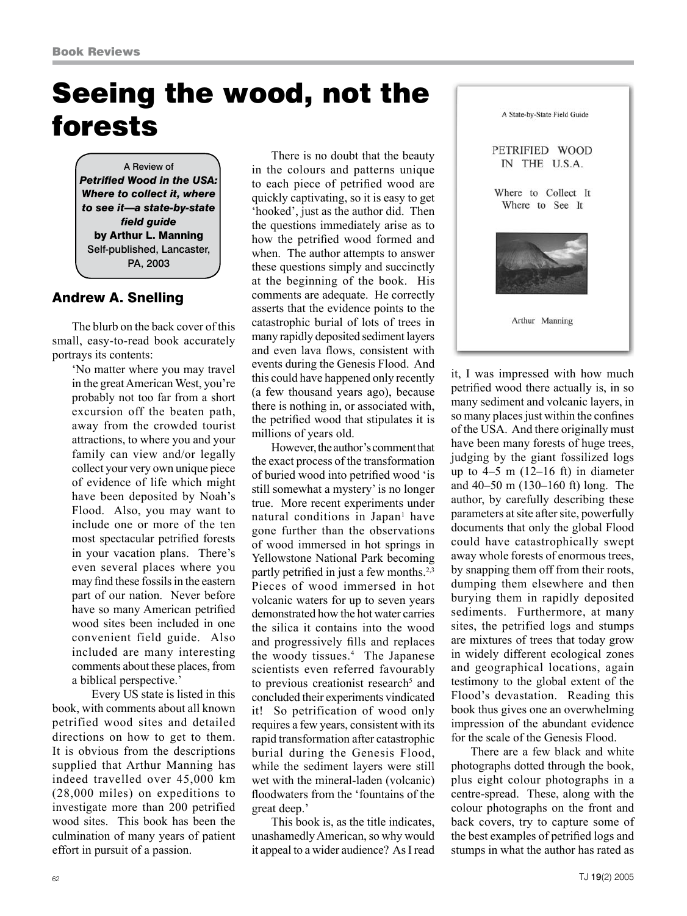Book Reviews

# Seeing the wood, not the forests

A Review of
***Petrified Wood in the USA: Where to collect it, where to see it—a state-by-state field guide***
**by Arthur L. Manning**
Self-published, Lancaster, PA, 2003

## Andrew A. Snelling

The blurb on the back cover of this small, easy-to-read book accurately portrays its contents:

> 'No matter where you may travel in the great American West, you're probably not too far from a short excursion off the beaten path, away from the crowded tourist attractions, to where you and your family can view and/or legally collect your very own unique piece of evidence of life which might have been deposited by Noah's Flood. Also, you may want to include one or more of the ten most spectacular petrified forests in your vacation plans. There's even several places where you may find these fossils in the eastern part of our nation. Never before have so many American petrified wood sites been included in one convenient field guide. Also included are many interesting comments about these places, from a biblical perspective.'

Every US state is listed in this book, with comments about all known petrified wood sites and detailed directions on how to get to them. It is obvious from the descriptions supplied that Arthur Manning has indeed travelled over 45,000 km (28,000 miles) on expeditions to investigate more than 200 petrified wood sites. This book has been the culmination of many years of patient effort in pursuit of a passion.

There is no doubt that the beauty in the colours and patterns unique to each piece of petrified wood are quickly captivating, so it is easy to get 'hooked', just as the author did. Then the questions immediately arise as to how the petrified wood formed and when. The author attempts to answer these questions simply and succinctly at the beginning of the book. His comments are adequate. He correctly asserts that the evidence points to the catastrophic burial of lots of trees in many rapidly deposited sediment layers and even lava flows, consistent with events during the Genesis Flood. And this could have happened only recently (a few thousand years ago), because there is nothing in, or associated with, the petrified wood that stipulates it is millions of years old.

However, the author's comment that the exact process of the transformation of buried wood into petrified wood 'is still somewhat a mystery' is no longer true. More recent experiments under natural conditions in Japan[1] have gone further than the observations of wood immersed in hot springs in Yellowstone National Park becoming partly petrified in just a few months.[2,3] Pieces of wood immersed in hot volcanic waters for up to seven years demonstrated how the hot water carries the silica it contains into the wood and progressively fills and replaces the woody tissues.[4] The Japanese scientists even referred favourably to previous creationist research[5] and concluded their experiments vindicated it! So petrification of wood only requires a few years, consistent with its rapid transformation after catastrophic burial during the Genesis Flood, while the sediment layers were still wet with the mineral-laden (volcanic) floodwaters from the 'fountains of the great deep.'

This book is, as the title indicates, unashamedly American, so why would it appeal to a wider audience? As I read it, I was impressed with how much petrified wood there actually is, in so many sediment and volcanic layers, in so many places just within the confines of the USA. And there originally must have been many forests of huge trees, judging by the giant fossilized logs up to 4–5 m (12–16 ft) in diameter and 40–50 m (130–160 ft) long. The author, by carefully describing these parameters at site after site, powerfully documents that only the global Flood could have catastrophically swept away whole forests of enormous trees, by snapping them off from their roots, dumping them elsewhere and then burying them in rapidly deposited sediments. Furthermore, at many sites, the petrified logs and stumps are mixtures of trees that today grow in widely different ecological zones and geographical locations, again testimony to the global extent of the Flood's devastation. Reading this book thus gives one an overwhelming impression of the abundant evidence for the scale of the Genesis Flood.

There are a few black and white photographs dotted through the book, plus eight colour photographs in a centre-spread. These, along with the colour photographs on the front and back covers, try to capture some of the best examples of petrified logs and stumps in what the author has rated as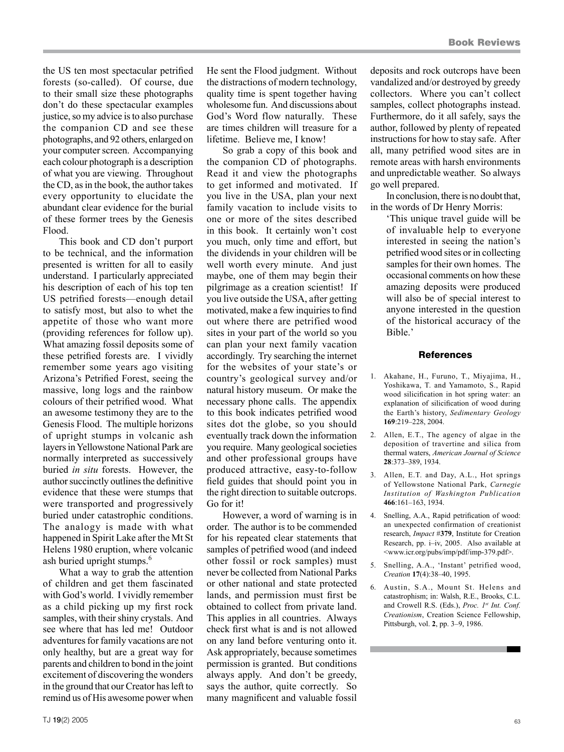the US ten most spectacular petrified forests (so-called). Of course, due to their small size these photographs don't do these spectacular examples justice, so my advice is to also purchase the companion CD and see these photographs, and 92 others, enlarged on your computer screen. Accompanying each colour photograph is a description of what you are viewing. Throughout the CD, as in the book, the author takes every opportunity to elucidate the abundant clear evidence for the burial of these former trees by the Genesis Flood.

This book and CD don't purport to be technical, and the information presented is written for all to easily understand. I particularly appreciated his description of each of his top ten US petrified forests—enough detail to satisfy most, but also to whet the appetite of those who want more (providing references for follow up). What amazing fossil deposits some of these petrified forests are. I vividly remember some years ago visiting Arizona's Petrified Forest, seeing the massive, long logs and the rainbow colours of their petrified wood. What an awesome testimony they are to the Genesis Flood. The multiple horizons of upright stumps in volcanic ash layers in Yellowstone National Park are normally interpreted as successively buried *in situ* forests. However, the author succinctly outlines the definitive evidence that these were stumps that were transported and progressively buried under catastrophic conditions. The analogy is made with what happened in Spirit Lake after the Mt St Helens 1980 eruption, where volcanic ash buried upright stumps.[6]

What a way to grab the attention of children and get them fascinated with God's world. I vividly remember as a child picking up my first rock samples, with their shiny crystals. And see where that has led me! Outdoor adventures for family vacations are not only healthy, but are a great way for parents and children to bond in the joint excitement of discovering the wonders in the ground that our Creator has left to remind us of His awesome power when He sent the Flood judgment. Without the distractions of modern technology, quality time is spent together having wholesome fun. And discussions about God's Word flow naturally. These are times children will treasure for a lifetime. Believe me, I know!

So grab a copy of this book and the companion CD of photographs. Read it and view the photographs to get informed and motivated. If you live in the USA, plan your next family vacation to include visits to one or more of the sites described in this book. It certainly won't cost you much, only time and effort, but the dividends in your children will be well worth every minute. And just maybe, one of them may begin their pilgrimage as a creation scientist! If you live outside the USA, after getting motivated, make a few inquiries to find out where there are petrified wood sites in your part of the world so you can plan your next family vacation accordingly. Try searching the internet for the websites of your state's or country's geological survey and/or natural history museum. Or make the necessary phone calls. The appendix to this book indicates petrified wood sites dot the globe, so you should eventually track down the information you require. Many geological societies and other professional groups have produced attractive, easy-to-follow field guides that should point you in the right direction to suitable outcrops. Go for it!

However, a word of warning is in order. The author is to be commended for his repeated clear statements that samples of petrified wood (and indeed other fossil or rock samples) must never be collected from National Parks or other national and state protected lands, and permission must first be obtained to collect from private land. This applies in all countries. Always check first what is and is not allowed on any land before venturing onto it. Ask appropriately, because sometimes permission is granted. But conditions always apply. And don't be greedy, says the author, quite correctly. So many magnificent and valuable fossil deposits and rock outcrops have been vandalized and/or destroyed by greedy collectors. Where you can't collect samples, collect photographs instead. Furthermore, do it all safely, says the author, followed by plenty of repeated instructions for how to stay safe. After all, many petrified wood sites are in remote areas with harsh environments and unpredictable weather. So always go well prepared.

In conclusion, there is no doubt that, in the words of Dr Henry Morris:

> 'This unique travel guide will be of invaluable help to everyone interested in seeing the nation's petrified wood sites or in collecting samples for their own homes. The occasional comments on how these amazing deposits were produced will also be of special interest to anyone interested in the question of the historical accuracy of the Bible.'

## References

1. Akahane, H., Furuno, T., Miyajima, H., Yoshikawa, T. and Yamamoto, S., Rapid wood silicification in hot spring water: an explanation of silicification of wood during the Earth's history, *Sedimentary Geology* **169**:219–228, 2004.
2. Allen, E.T., The agency of algae in the deposition of travertine and silica from thermal waters, *American Journal of Science* **28**:373–389, 1934.
3. Allen, E.T. and Day, A.L., Hot springs of Yellowstone National Park, *Carnegie Institution of Washington Publication* **466**:161–163, 1934.
4. Snelling, A.A., Rapid petrification of wood: an unexpected confirmation of creationist research, *Impact* #**379**, Institute for Creation Research, pp. i–iv, 2005. Also available at <www.icr.org/pubs/imp/pdf/imp-379.pdf>.
5. Snelling, A.A., 'Instant' petrified wood, *Creation* **17**(4):38–40, 1995.
6. Austin, S.A., Mount St. Helens and catastrophism; in: Walsh, R.E., Brooks, C.L. and Crowell R.S. (Eds.), *Proc. 1st Int. Conf. Creationism*, Creation Science Fellowship, Pittsburgh, vol. **2**, pp. 3–9, 1986.